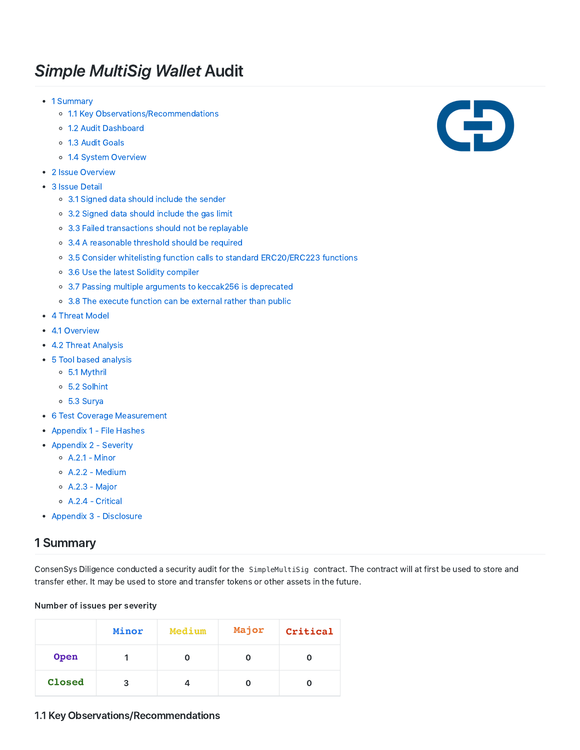# *Simple MultiSig Wallet* Audit

- 1 Summary
  - 1.1 Key Observations/Recommendations
  - 1.2 Audit Dashboard
  - 1.3 Audit Goals
  - 1.4 System Overview
- 2 Issue Overview
- 3 Issue Detail
  - 3.1 Signed data should include the sender
  - 3.2 Signed data should include the gas limit
  - 3.3 Failed transactions should not be replayable
  - 3.4 A reasonable threshold should be required
  - 3.5 Consider whitelisting function calls to standard ERC20/ERC223 functions
  - 3.6 Use the latest Solidity compiler
  - 3.7 Passing multiple arguments to keccak256 is deprecated
  - 3.8 The execute function can be external rather than public
- 4 Threat Model
- 4.1 Overview
- 4.2 Threat Analysis
- 5 Tool based analysis
  - 5.1 Mythril
  - 5.2 Solhint
  - 5.3 Surya
- 6 Test Coverage Measurement
- Appendix 1 - File Hashes
- Appendix 2 - Severity
  - A.2.1 - Minor
  - A.2.2 - Medium
  - A.2.3 - Major
  - A.2.4 - Critical
- Appendix 3 - Disclosure

## 1 Summary

ConsenSys Diligence conducted a security audit for the `SimpleMultiSig` contract. The contract will at first be used to store and transfer ether. It may be used to store and transfer tokens or other assets in the future.

**Number of issues per severity**

| | Minor | Medium | Major | Critical |
|---|---|---|---|---|
| **Open** | 1 | 0 | 0 | 0 |
| **Closed** | 3 | 4 | 0 | 0 |

### 1.1 Key Observations/Recommendations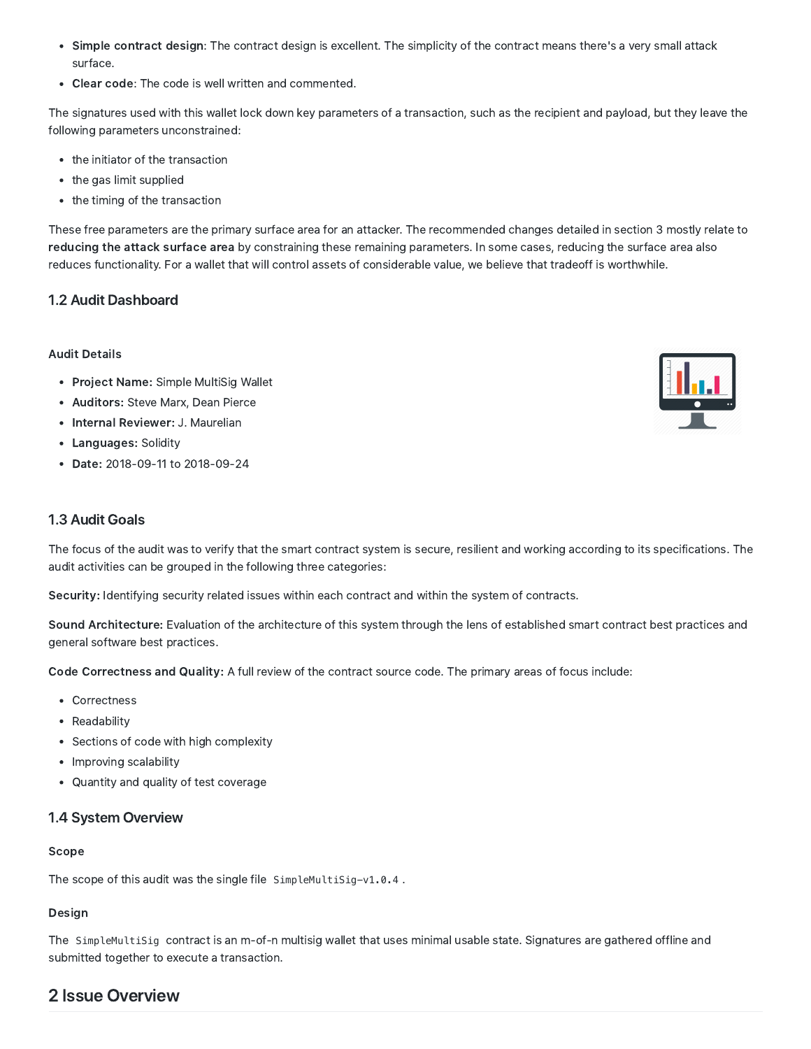- **Simple contract design**: The contract design is excellent. The simplicity of the contract means there's a very small attack surface.
- **Clear code**: The code is well written and commented.

The signatures used with this wallet lock down key parameters of a transaction, such as the recipient and payload, but they leave the following parameters unconstrained:

- the initiator of the transaction
- the gas limit supplied
- the timing of the transaction

These free parameters are the primary surface area for an attacker. The recommended changes detailed in section 3 mostly relate to **reducing the attack surface area** by constraining these remaining parameters. In some cases, reducing the surface area also reduces functionality. For a wallet that will control assets of considerable value, we believe that tradeoff is worthwhile.

## 1.2 Audit Dashboard

### Audit Details

- **Project Name:** Simple MultiSig Wallet
- **Auditors:** Steve Marx, Dean Pierce
- **Internal Reviewer:** J. Maurelian
- **Languages:** Solidity
- **Date:** 2018-09-11 to 2018-09-24

## 1.3 Audit Goals

The focus of the audit was to verify that the smart contract system is secure, resilient and working according to its specifications. The audit activities can be grouped in the following three categories:

**Security:** Identifying security related issues within each contract and within the system of contracts.

**Sound Architecture:** Evaluation of the architecture of this system through the lens of established smart contract best practices and general software best practices.

**Code Correctness and Quality:** A full review of the contract source code. The primary areas of focus include:

- Correctness
- Readability
- Sections of code with high complexity
- Improving scalability
- Quantity and quality of test coverage

## 1.4 System Overview

### Scope

The scope of this audit was the single file `SimpleMultiSig-v1.0.4`.

### Design

The `SimpleMultiSig` contract is an m-of-n multisig wallet that uses minimal usable state. Signatures are gathered offline and submitted together to execute a transaction.

# 2 Issue Overview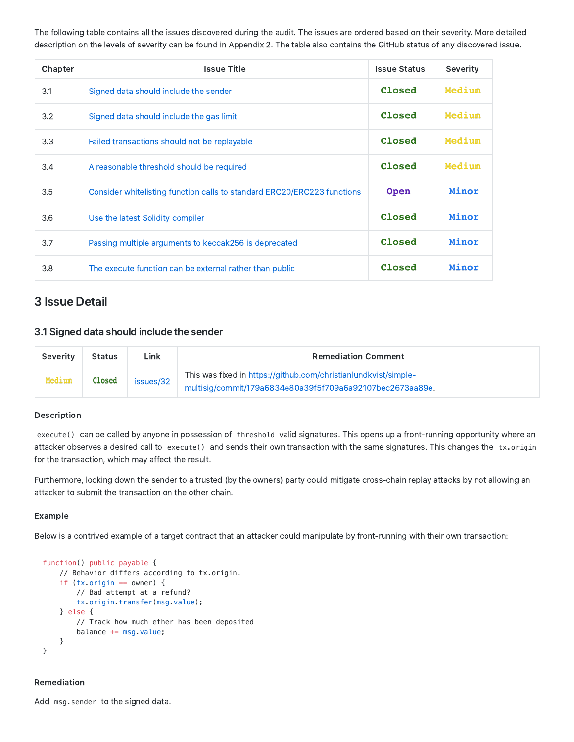The following table contains all the issues discovered during the audit. The issues are ordered based on their severity. More detailed description on the levels of severity can be found in Appendix 2. The table also contains the GitHub status of any discovered issue.

| Chapter | Issue Title | Issue Status | Severity |
| --- | --- | --- | --- |
| 3.1 | Signed data should include the sender | Closed | Medium |
| 3.2 | Signed data should include the gas limit | Closed | Medium |
| 3.3 | Failed transactions should not be replayable | Closed | Medium |
| 3.4 | A reasonable threshold should be required | Closed | Medium |
| 3.5 | Consider whitelisting function calls to standard ERC20/ERC223 functions | Open | Minor |
| 3.6 | Use the latest Solidity compiler | Closed | Minor |
| 3.7 | Passing multiple arguments to keccak256 is deprecated | Closed | Minor |
| 3.8 | The execute function can be external rather than public | Closed | Minor |

# 3 Issue Detail

## 3.1 Signed data should include the sender

| Severity | Status | Link | Remediation Comment |
| --- | --- | --- | --- |
| Medium | Closed | issues/32 | This was fixed in https://github.com/christianlundkvist/simple-multisig/commit/179a6834e80a39f5f709a6a92107bec2673aa89e. |

### Description

`execute()` can be called by anyone in possession of `threshold` valid signatures. This opens up a front-running opportunity where an attacker observes a desired call to `execute()` and sends their own transaction with the same signatures. This changes the `tx.origin` for the transaction, which may affect the result.

Furthermore, locking down the sender to a trusted (by the owners) party could mitigate cross-chain replay attacks by not allowing an attacker to submit the transaction on the other chain.

### Example

Below is a contrived example of a target contract that an attacker could manipulate by front-running with their own transaction:

```
function() public payable {
    // Behavior differs according to tx.origin.
    if (tx.origin == owner) {
        // Bad attempt at a refund?
        tx.origin.transfer(msg.value);
    } else {
        // Track how much ether has been deposited
        balance += msg.value;
    }
}
```

### Remediation

Add `msg.sender` to the signed data.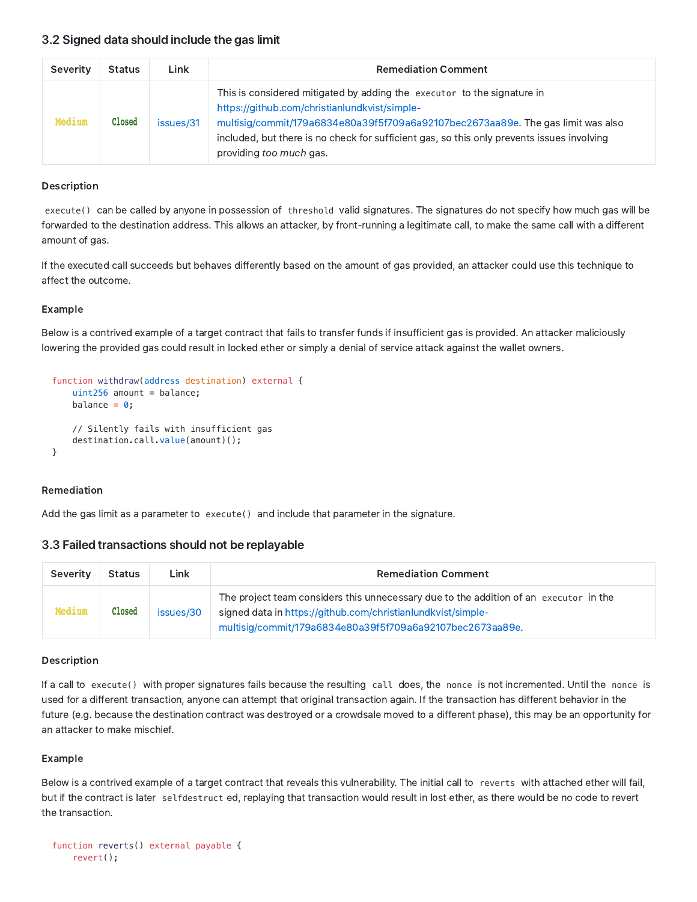### 3.2 Signed data should include the gas limit

| Severity | Status | Link | Remediation Comment |
| --- | --- | --- | --- |
| Medium | Closed | issues/31 | This is considered mitigated by adding the `executor` to the signature in https://github.com/christianlundkvist/simple-multisig/commit/179a6834e80a39f5f709a6a92107bec2673aa89e. The gas limit was also included, but there is no check for sufficient gas, so this only prevents issues involving providing *too much* gas. |

#### Description

`execute()` can be called by anyone in possession of `threshold` valid signatures. The signatures do not specify how much gas will be forwarded to the destination address. This allows an attacker, by front-running a legitimate call, to make the same call with a different amount of gas.

If the executed call succeeds but behaves differently based on the amount of gas provided, an attacker could use this technique to affect the outcome.

#### Example

Below is a contrived example of a target contract that fails to transfer funds if insufficient gas is provided. An attacker maliciously lowering the provided gas could result in locked ether or simply a denial of service attack against the wallet owners.

```
function withdraw(address destination) external {
    uint256 amount = balance;
    balance = 0;

    // Silently fails with insufficient gas
    destination.call.value(amount)();
}
```

#### Remediation

Add the gas limit as a parameter to `execute()` and include that parameter in the signature.

### 3.3 Failed transactions should not be replayable

| Severity | Status | Link | Remediation Comment |
| --- | --- | --- | --- |
| Medium | Closed | issues/30 | The project team considers this unnecessary due to the addition of an `executor` in the signed data in https://github.com/christianlundkvist/simple-multisig/commit/179a6834e80a39f5f709a6a92107bec2673aa89e. |

#### Description

If a call to `execute()` with proper signatures fails because the resulting `call` does, the `nonce` is not incremented. Until the `nonce` is used for a different transaction, anyone can attempt that original transaction again. If the transaction has different behavior in the future (e.g. because the destination contract was destroyed or a crowdsale moved to a different phase), this may be an opportunity for an attacker to make mischief.

#### Example

Below is a contrived example of a target contract that reveals this vulnerability. The initial call to `reverts` with attached ether will fail, but if the contract is later `selfdestruct` ed, replaying that transaction would result in lost ether, as there would be no code to revert the transaction.

```
function reverts() external payable {
    revert();
```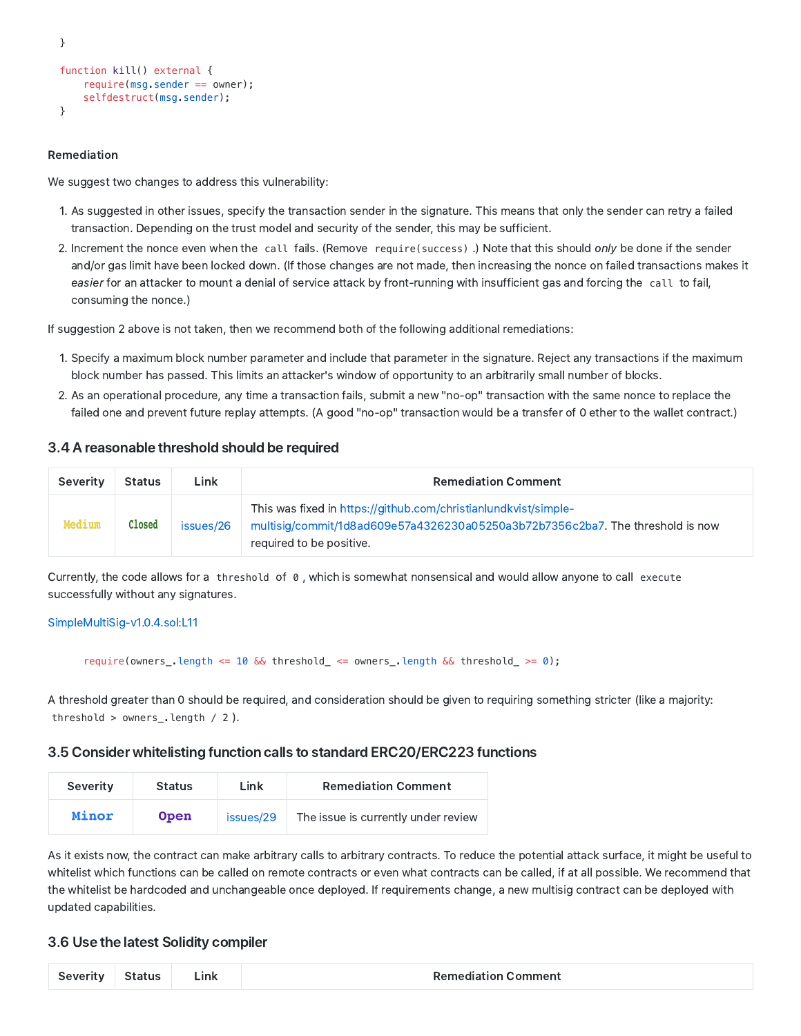```
}

function kill() external {
    require(msg.sender == owner);
    selfdestruct(msg.sender);
}
```

**Remediation**

We suggest two changes to address this vulnerability:

1. As suggested in other issues, specify the transaction sender in the signature. This means that only the sender can retry a failed transaction. Depending on the trust model and security of the sender, this may be sufficient.
2. Increment the nonce even when the `call` fails. (Remove `require(success)` .) Note that this should *only* be done if the sender and/or gas limit have been locked down. (If those changes are not made, then increasing the nonce on failed transactions makes it *easier* for an attacker to mount a denial of service attack by front-running with insufficient gas and forcing the `call` to fail, consuming the nonce.)

If suggestion 2 above is not taken, then we recommend both of the following additional remediations:

1. Specify a maximum block number parameter and include that parameter in the signature. Reject any transactions if the maximum block number has passed. This limits an attacker's window of opportunity to an arbitrarily small number of blocks.
2. As an operational procedure, any time a transaction fails, submit a new "no-op" transaction with the same nonce to replace the failed one and prevent future replay attempts. (A good "no-op" transaction would be a transfer of 0 ether to the wallet contract.)

## 3.4 A reasonable threshold should be required

| Severity | Status | Link | Remediation Comment |
| --- | --- | --- | --- |
| Medium | Closed | issues/26 | This was fixed in https://github.com/christianlundkvist/simple-multisig/commit/1d8ad609e57a4326230a05250a3b72b7356c2ba7. The threshold is now required to be positive. |

Currently, the code allows for a `threshold` of `0` , which is somewhat nonsensical and would allow anyone to call `execute` successfully without any signatures.

SimpleMultiSig-v1.0.4.sol:L11

```
require(owners_.length <= 10 && threshold_ <= owners_.length && threshold_ >= 0);
```

A threshold greater than 0 should be required, and consideration should be given to requiring something stricter (like a majority: `threshold > owners_.length / 2` ).

## 3.5 Consider whitelisting function calls to standard ERC20/ERC223 functions

| Severity | Status | Link | Remediation Comment |
| --- | --- | --- | --- |
| Minor | Open | issues/29 | The issue is currently under review |

As it exists now, the contract can make arbitrary calls to arbitrary contracts. To reduce the potential attack surface, it might be useful to whitelist which functions can be called on remote contracts or even what contracts can be called, if at all possible. We recommend that the whitelist be hardcoded and unchangeable once deployed. If requirements change, a new multisig contract can be deployed with updated capabilities.

## 3.6 Use the latest Solidity compiler

| Severity | Status | Link | Remediation Comment |
| --- | --- | --- | --- |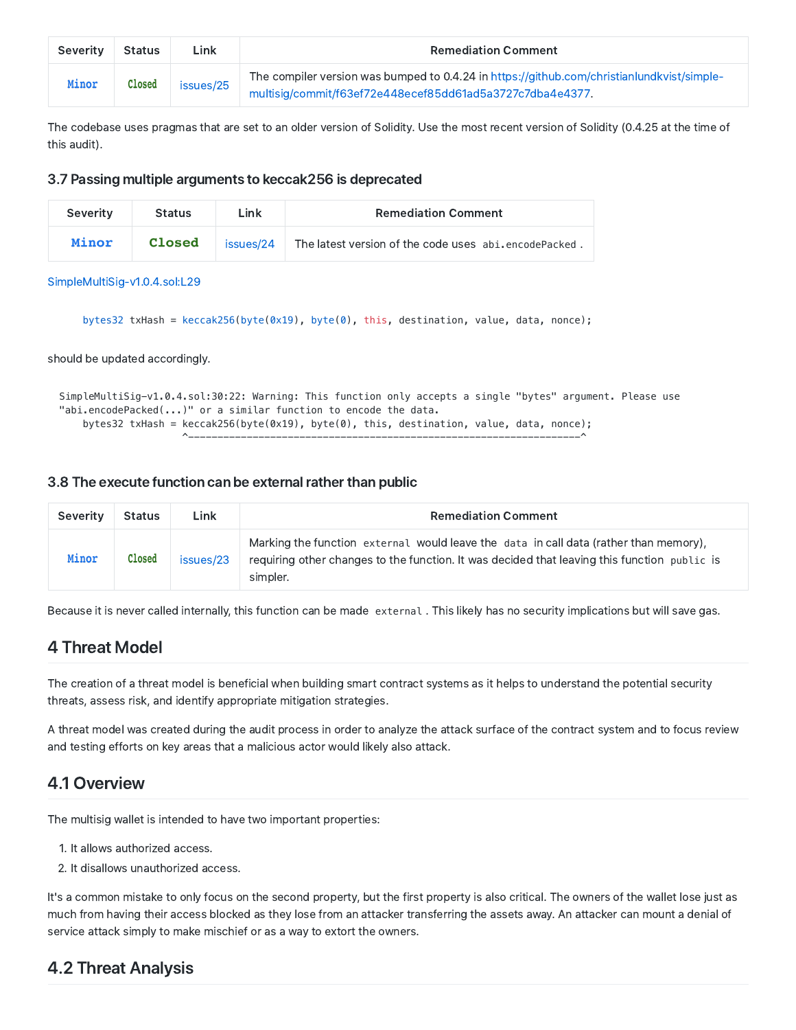| Severity | Status | Link | Remediation Comment |
| --- | --- | --- | --- |
| Minor | Closed | issues/25 | The compiler version was bumped to 0.4.24 in https://github.com/christianlundkvist/simple-multisig/commit/f63ef72e448ecef85dd61ad5a3727c7dba4e4377. |

The codebase uses pragmas that are set to an older version of Solidity. Use the most recent version of Solidity (0.4.25 at the time of this audit).

### 3.7 Passing multiple arguments to keccak256 is deprecated

| Severity | Status | Link | Remediation Comment |
| --- | --- | --- | --- |
| Minor | Closed | issues/24 | The latest version of the code uses `abi.encodePacked`. |

SimpleMultiSig-v1.0.4.sol:L29

```
bytes32 txHash = keccak256(byte(0x19), byte(0), this, destination, value, data, nonce);
```

should be updated accordingly.

```
SimpleMultiSig-v1.0.4.sol:30:22: Warning: This function only accepts a single "bytes" argument. Please use
"abi.encodePacked(...)" or a similar function to encode the data.
    bytes32 txHash = keccak256(byte(0x19), byte(0), this, destination, value, data, nonce);
                     ^-------------------------------------------------------------------^
```

### 3.8 The execute function can be external rather than public

| Severity | Status | Link | Remediation Comment |
| --- | --- | --- | --- |
| Minor | Closed | issues/23 | Marking the function `external` would leave the `data` in call data (rather than memory), requiring other changes to the function. It was decided that leaving this function `public` is simpler. |

Because it is never called internally, this function can be made `external`. This likely has no security implications but will save gas.

## 4 Threat Model

The creation of a threat model is beneficial when building smart contract systems as it helps to understand the potential security threats, assess risk, and identify appropriate mitigation strategies.

A threat model was created during the audit process in order to analyze the attack surface of the contract system and to focus review and testing efforts on key areas that a malicious actor would likely also attack.

## 4.1 Overview

The multisig wallet is intended to have two important properties:

1. It allows authorized access.
2. It disallows unauthorized access.

It's a common mistake to only focus on the second property, but the first property is also critical. The owners of the wallet lose just as much from having their access blocked as they lose from an attacker transferring the assets away. An attacker can mount a denial of service attack simply to make mischief or as a way to extort the owners.

## 4.2 Threat Analysis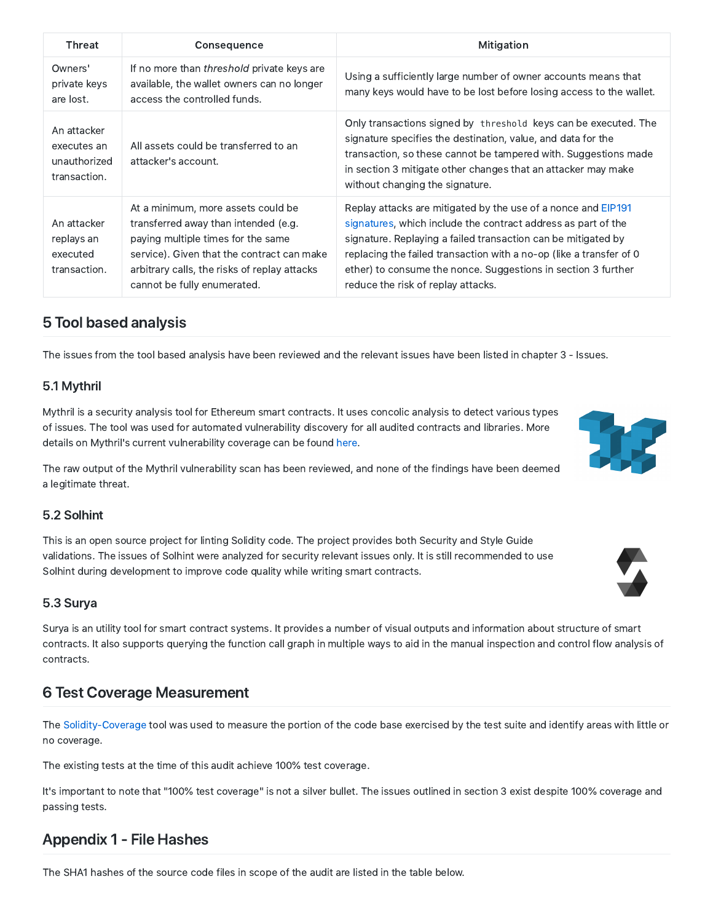| Threat | Consequence | Mitigation |
| --- | --- | --- |
| Owners' private keys are lost. | If no more than *threshold* private keys are available, the wallet owners can no longer access the controlled funds. | Using a sufficiently large number of owner accounts means that many keys would have to be lost before losing access to the wallet. |
| An attacker executes an unauthorized transaction. | All assets could be transferred to an attacker's account. | Only transactions signed by `threshold` keys can be executed. The signature specifies the destination, value, and data for the transaction, so these cannot be tampered with. Suggestions made in section 3 mitigate other changes that an attacker may make without changing the signature. |
| An attacker replays an executed transaction. | At a minimum, more assets could be transferred away than intended (e.g. paying multiple times for the same service). Given that the contract can make arbitrary calls, the risks of replay attacks cannot be fully enumerated. | Replay attacks are mitigated by the use of a nonce and EIP191 signatures, which include the contract address as part of the signature. Replaying a failed transaction can be mitigated by replacing the failed transaction with a no-op (like a transfer of 0 ether) to consume the nonce. Suggestions in section 3 further reduce the risk of replay attacks. |

## 5 Tool based analysis

The issues from the tool based analysis have been reviewed and the relevant issues have been listed in chapter 3 - Issues.

### 5.1 Mythril

Mythril is a security analysis tool for Ethereum smart contracts. It uses concolic analysis to detect various types of issues. The tool was used for automated vulnerability discovery for all audited contracts and libraries. More details on Mythril's current vulnerability coverage can be found here.

The raw output of the Mythril vulnerability scan has been reviewed, and none of the findings have been deemed a legitimate threat.

### 5.2 Solhint

This is an open source project for linting Solidity code. The project provides both Security and Style Guide validations. The issues of Solhint were analyzed for security relevant issues only. It is still recommended to use Solhint during development to improve code quality while writing smart contracts.

### 5.3 Surya

Surya is an utility tool for smart contract systems. It provides a number of visual outputs and information about structure of smart contracts. It also supports querying the function call graph in multiple ways to aid in the manual inspection and control flow analysis of contracts.

## 6 Test Coverage Measurement

The Solidity-Coverage tool was used to measure the portion of the code base exercised by the test suite and identify areas with little or no coverage.

The existing tests at the time of this audit achieve 100% test coverage.

It's important to note that "100% test coverage" is not a silver bullet. The issues outlined in section 3 exist despite 100% coverage and passing tests.

## Appendix 1 - File Hashes

The SHA1 hashes of the source code files in scope of the audit are listed in the table below.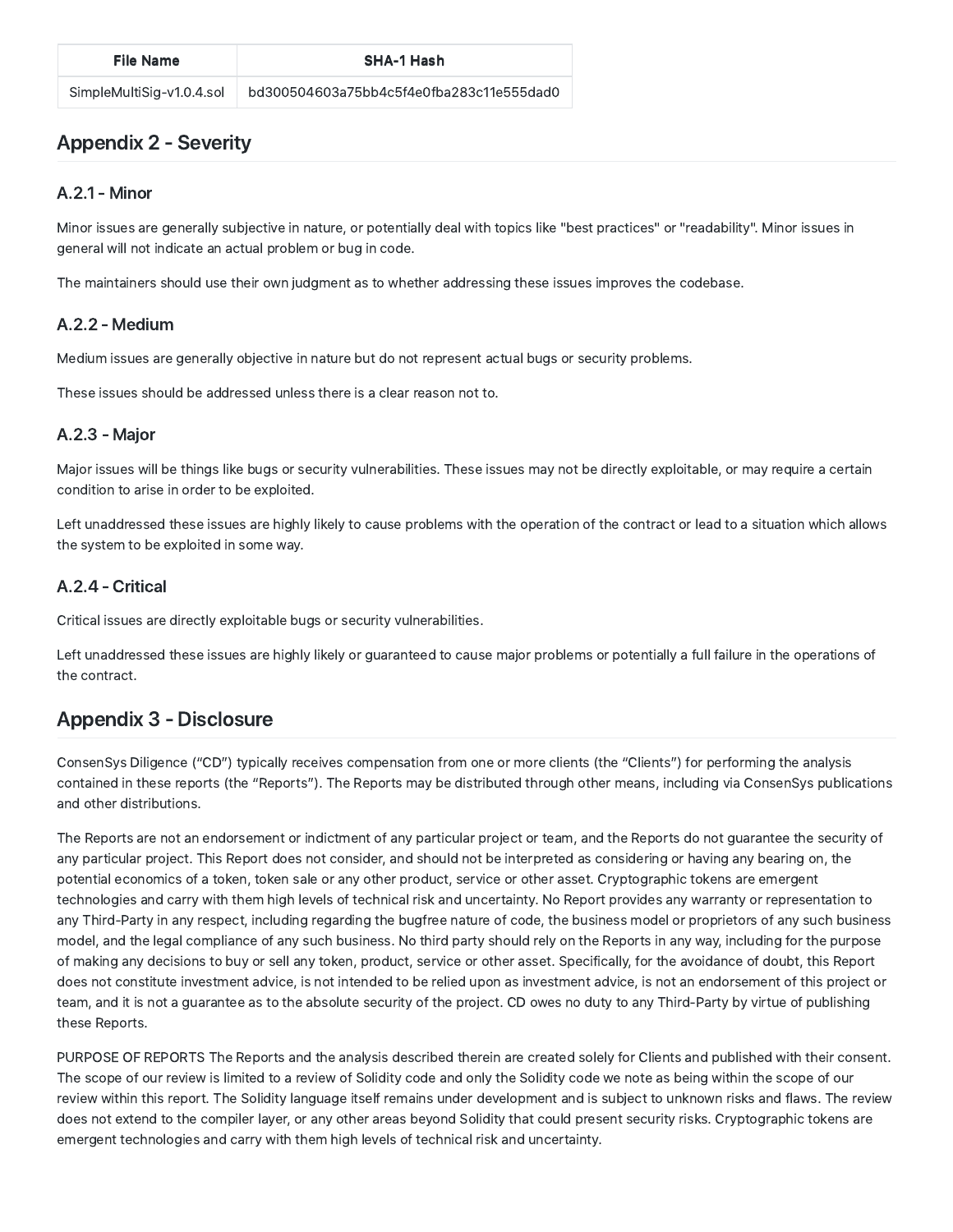| File Name | SHA-1 Hash |
| --- | --- |
| SimpleMultiSig-v1.0.4.sol | bd300504603a75bb4c5f4e0fba283c11e555dad0 |

## Appendix 2 - Severity

### A.2.1 - Minor

Minor issues are generally subjective in nature, or potentially deal with topics like "best practices" or "readability". Minor issues in general will not indicate an actual problem or bug in code.

The maintainers should use their own judgment as to whether addressing these issues improves the codebase.

### A.2.2 - Medium

Medium issues are generally objective in nature but do not represent actual bugs or security problems.

These issues should be addressed unless there is a clear reason not to.

### A.2.3 - Major

Major issues will be things like bugs or security vulnerabilities. These issues may not be directly exploitable, or may require a certain condition to arise in order to be exploited.

Left unaddressed these issues are highly likely to cause problems with the operation of the contract or lead to a situation which allows the system to be exploited in some way.

### A.2.4 - Critical

Critical issues are directly exploitable bugs or security vulnerabilities.

Left unaddressed these issues are highly likely or guaranteed to cause major problems or potentially a full failure in the operations of the contract.

## Appendix 3 - Disclosure

ConsenSys Diligence ("CD") typically receives compensation from one or more clients (the "Clients") for performing the analysis contained in these reports (the "Reports"). The Reports may be distributed through other means, including via ConsenSys publications and other distributions.

The Reports are not an endorsement or indictment of any particular project or team, and the Reports do not guarantee the security of any particular project. This Report does not consider, and should not be interpreted as considering or having any bearing on, the potential economics of a token, token sale or any other product, service or other asset. Cryptographic tokens are emergent technologies and carry with them high levels of technical risk and uncertainty. No Report provides any warranty or representation to any Third-Party in any respect, including regarding the bugfree nature of code, the business model or proprietors of any such business model, and the legal compliance of any such business. No third party should rely on the Reports in any way, including for the purpose of making any decisions to buy or sell any token, product, service or other asset. Specifically, for the avoidance of doubt, this Report does not constitute investment advice, is not intended to be relied upon as investment advice, is not an endorsement of this project or team, and it is not a guarantee as to the absolute security of the project. CD owes no duty to any Third-Party by virtue of publishing these Reports.

PURPOSE OF REPORTS The Reports and the analysis described therein are created solely for Clients and published with their consent. The scope of our review is limited to a review of Solidity code and only the Solidity code we note as being within the scope of our review within this report. The Solidity language itself remains under development and is subject to unknown risks and flaws. The review does not extend to the compiler layer, or any other areas beyond Solidity that could present security risks. Cryptographic tokens are emergent technologies and carry with them high levels of technical risk and uncertainty.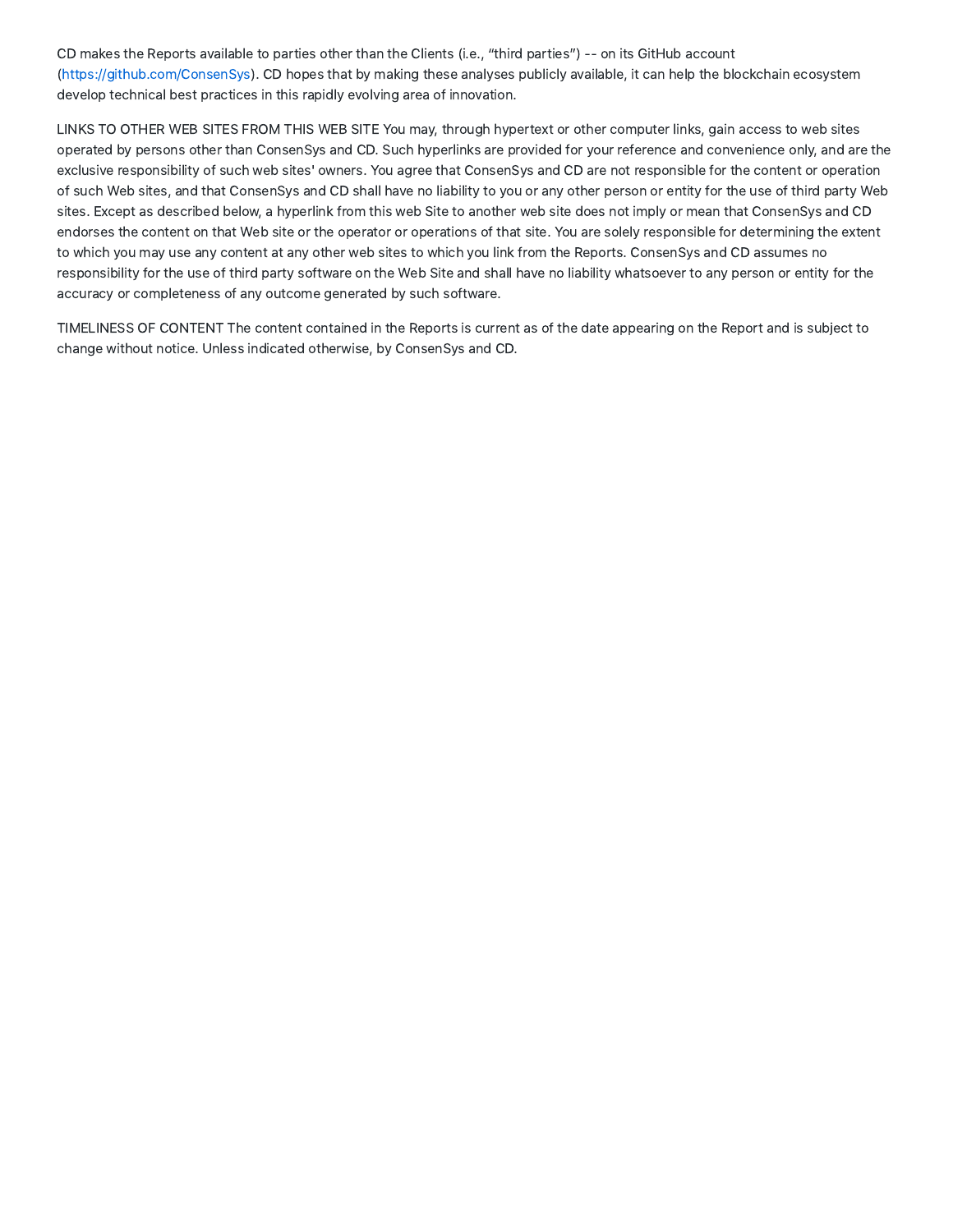CD makes the Reports available to parties other than the Clients (i.e., “third parties”) -- on its GitHub account ([https://github.com/ConsenSys](https://github.com/ConsenSys)). CD hopes that by making these analyses publicly available, it can help the blockchain ecosystem develop technical best practices in this rapidly evolving area of innovation.

LINKS TO OTHER WEB SITES FROM THIS WEB SITE You may, through hypertext or other computer links, gain access to web sites operated by persons other than ConsenSys and CD. Such hyperlinks are provided for your reference and convenience only, and are the exclusive responsibility of such web sites' owners. You agree that ConsenSys and CD are not responsible for the content or operation of such Web sites, and that ConsenSys and CD shall have no liability to you or any other person or entity for the use of third party Web sites. Except as described below, a hyperlink from this web Site to another web site does not imply or mean that ConsenSys and CD endorses the content on that Web site or the operator or operations of that site. You are solely responsible for determining the extent to which you may use any content at any other web sites to which you link from the Reports. ConsenSys and CD assumes no responsibility for the use of third party software on the Web Site and shall have no liability whatsoever to any person or entity for the accuracy or completeness of any outcome generated by such software.

TIMELINESS OF CONTENT The content contained in the Reports is current as of the date appearing on the Report and is subject to change without notice. Unless indicated otherwise, by ConsenSys and CD.